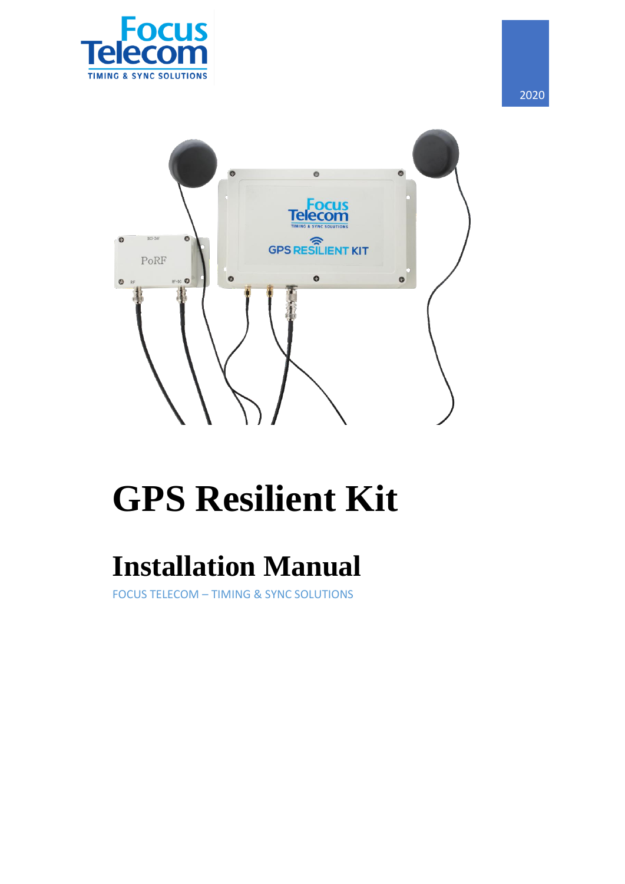Focus Telecom

TIMING & SYNC SOLUTIONS

2020

# GPS Resilient Kit

## Installation Manual

FOCUS TELECOM – TIMING & SYNC SOLUTIONS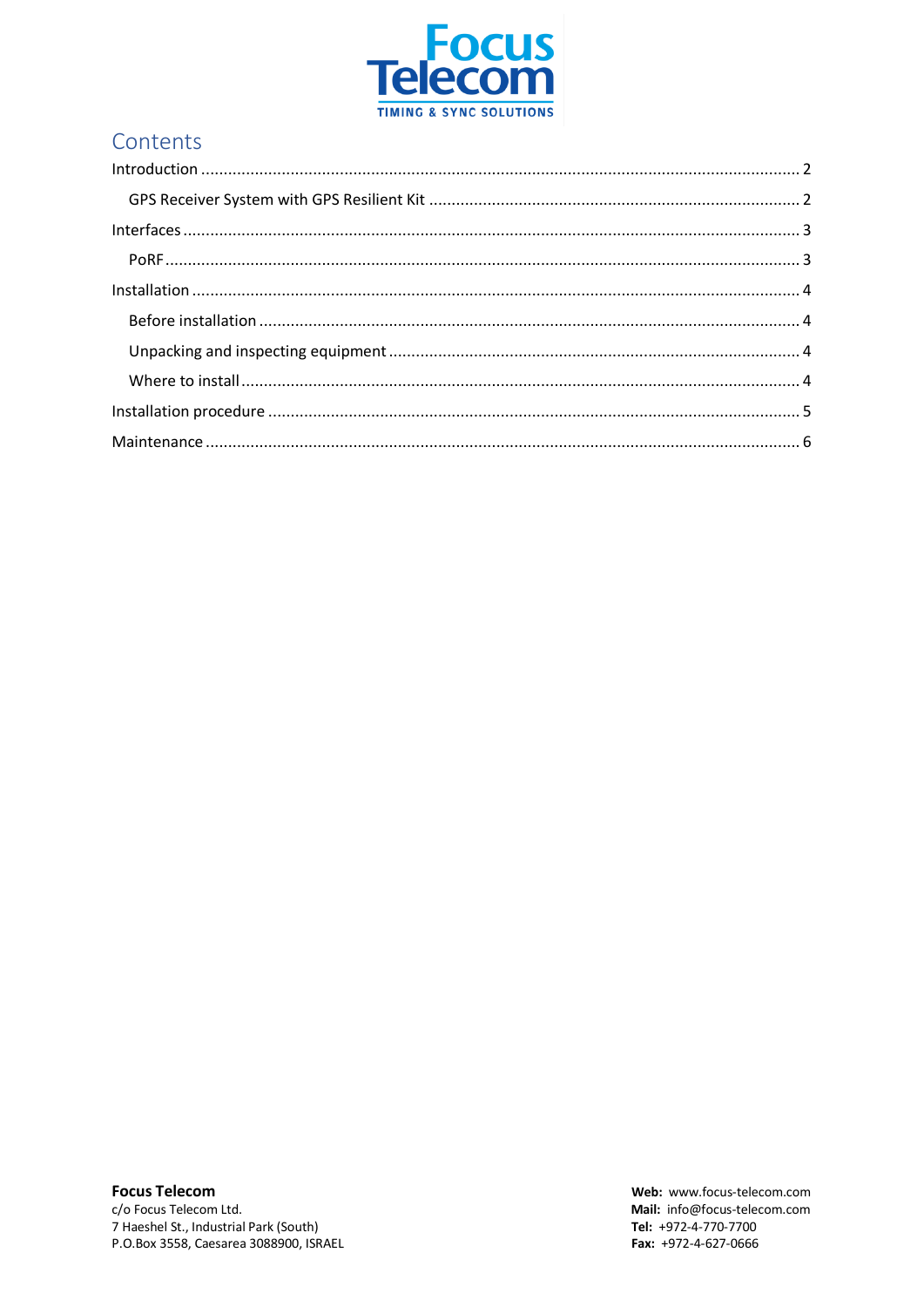# Contents

Introduction .......... 2

- GPS Receiver System with GPS Resilient Kit .......... 2

Interfaces .......... 3

- PoRF .......... 3

Installation .......... 4

- Before installation .......... 4
- Unpacking and inspecting equipment .......... 4
- Where to install .......... 4

Installation procedure .......... 5

Maintenance .......... 6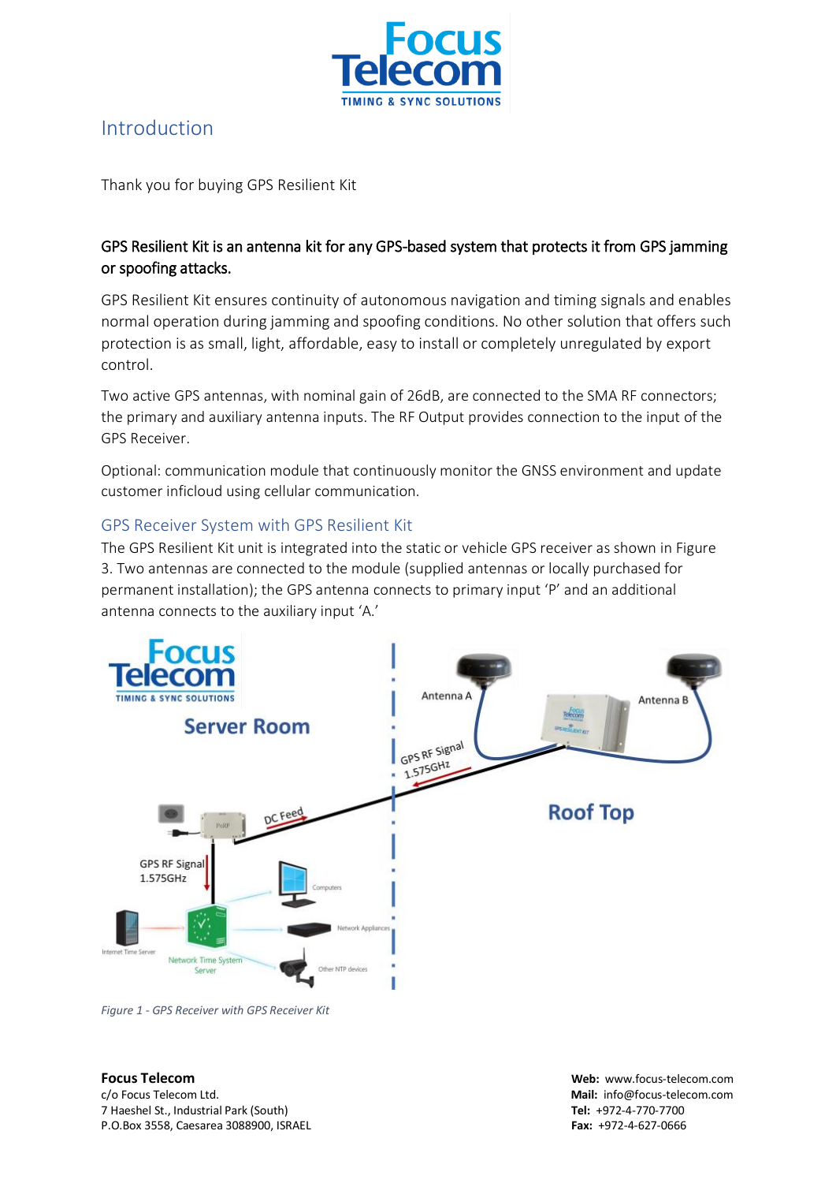# Introduction

Thank you for buying GPS Resilient Kit

**GPS Resilient Kit is an antenna kit for any GPS-based system that protects it from GPS jamming or spoofing attacks.**

GPS Resilient Kit ensures continuity of autonomous navigation and timing signals and enables normal operation during jamming and spoofing conditions. No other solution that offers such protection is as small, light, affordable, easy to install or completely unregulated by export control.

Two active GPS antennas, with nominal gain of 26dB, are connected to the SMA RF connectors; the primary and auxiliary antenna inputs. The RF Output provides connection to the input of the GPS Receiver.

Optional: communication module that continuously monitor the GNSS environment and update customer inficloud using cellular communication.

## GPS Receiver System with GPS Resilient Kit

The GPS Resilient Kit unit is integrated into the static or vehicle GPS receiver as shown in Figure 3. Two antennas are connected to the module (supplied antennas or locally purchased for permanent installation); the GPS antenna connects to primary input 'P' and an additional antenna connects to the auxiliary input 'A.'

*Figure 1 - GPS Receiver with GPS Receiver Kit*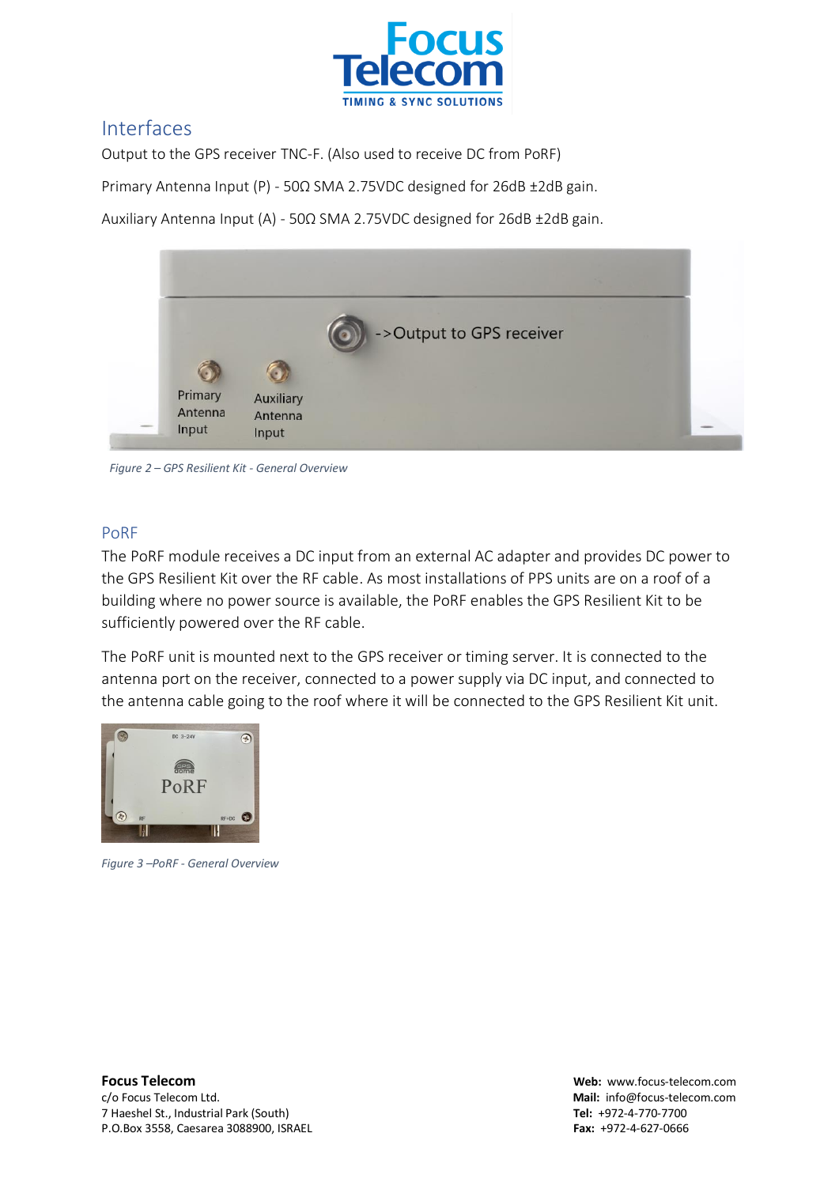## Interfaces

Output to the GPS receiver TNC-F. (Also used to receive DC from PoRF)

Primary Antenna Input (P) - 50Ω SMA 2.75VDC designed for 26dB ±2dB gain.

Auxiliary Antenna Input (A) - 50Ω SMA 2.75VDC designed for 26dB ±2dB gain.

*Figure 2 – GPS Resilient Kit - General Overview*

## PoRF

The PoRF module receives a DC input from an external AC adapter and provides DC power to the GPS Resilient Kit over the RF cable. As most installations of PPS units are on a roof of a building where no power source is available, the PoRF enables the GPS Resilient Kit to be sufficiently powered over the RF cable.

The PoRF unit is mounted next to the GPS receiver or timing server. It is connected to the antenna port on the receiver, connected to a power supply via DC input, and connected to the antenna cable going to the roof where it will be connected to the GPS Resilient Kit unit.

*Figure 3 –PoRF - General Overview*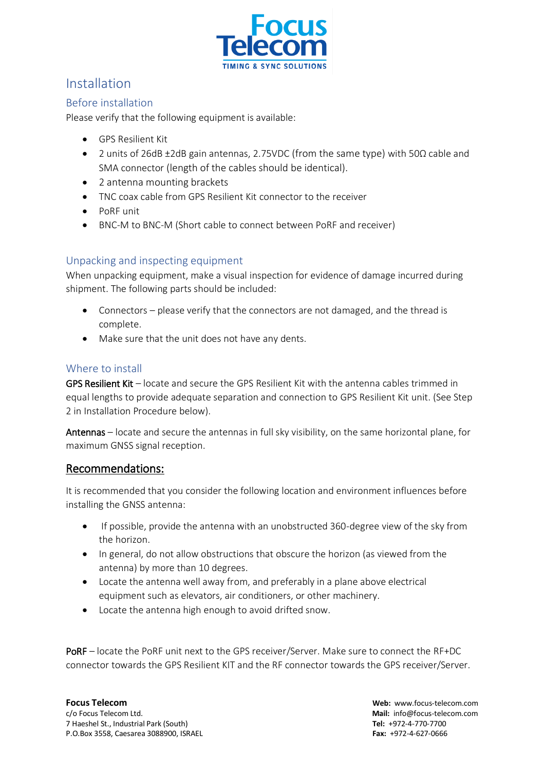# Installation

## Before installation

Please verify that the following equipment is available:

- GPS Resilient Kit
- 2 units of 26dB ±2dB gain antennas, 2.75VDC (from the same type) with 50Ω cable and SMA connector (length of the cables should be identical).
- 2 antenna mounting brackets
- TNC coax cable from GPS Resilient Kit connector to the receiver
- PoRF unit
- BNC-M to BNC-M (Short cable to connect between PoRF and receiver)

## Unpacking and inspecting equipment

When unpacking equipment, make a visual inspection for evidence of damage incurred during shipment. The following parts should be included:

- Connectors – please verify that the connectors are not damaged, and the thread is complete.
- Make sure that the unit does not have any dents.

## Where to install

GPS Resilient Kit – locate and secure the GPS Resilient Kit with the antenna cables trimmed in equal lengths to provide adequate separation and connection to GPS Resilient Kit unit. (See Step 2 in Installation Procedure below).

Antennas – locate and secure the antennas in full sky visibility, on the same horizontal plane, for maximum GNSS signal reception.

### Recommendations:

It is recommended that you consider the following location and environment influences before installing the GNSS antenna:

- If possible, provide the antenna with an unobstructed 360-degree view of the sky from the horizon.
- In general, do not allow obstructions that obscure the horizon (as viewed from the antenna) by more than 10 degrees.
- Locate the antenna well away from, and preferably in a plane above electrical equipment such as elevators, air conditioners, or other machinery.
- Locate the antenna high enough to avoid drifted snow.

PoRF – locate the PoRF unit next to the GPS receiver/Server. Make sure to connect the RF+DC connector towards the GPS Resilient KIT and the RF connector towards the GPS receiver/Server.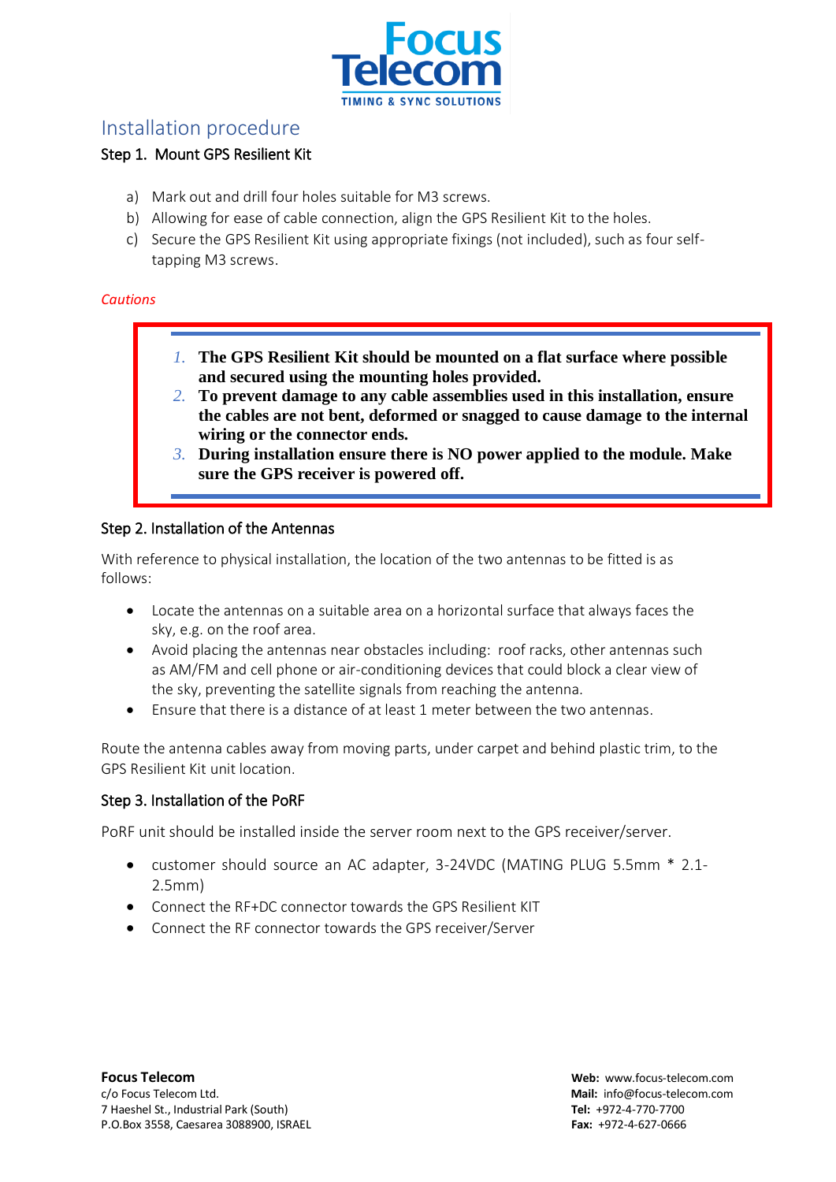## Installation procedure

### Step 1. Mount GPS Resilient Kit

a) Mark out and drill four holes suitable for M3 screws.
b) Allowing for ease of cable connection, align the GPS Resilient Kit to the holes.
c) Secure the GPS Resilient Kit using appropriate fixings (not included), such as four self-tapping M3 screws.

*Cautions*

1. **The GPS Resilient Kit should be mounted on a flat surface where possible and secured using the mounting holes provided.**
2. **To prevent damage to any cable assemblies used in this installation, ensure the cables are not bent, deformed or snagged to cause damage to the internal wiring or the connector ends.**
3. **During installation ensure there is NO power applied to the module. Make sure the GPS receiver is powered off.**

### Step 2. Installation of the Antennas

With reference to physical installation, the location of the two antennas to be fitted is as follows:

- Locate the antennas on a suitable area on a horizontal surface that always faces the sky, e.g. on the roof area.
- Avoid placing the antennas near obstacles including: roof racks, other antennas such as AM/FM and cell phone or air-conditioning devices that could block a clear view of the sky, preventing the satellite signals from reaching the antenna.
- Ensure that there is a distance of at least 1 meter between the two antennas.

Route the antenna cables away from moving parts, under carpet and behind plastic trim, to the GPS Resilient Kit unit location.

### Step 3. Installation of the PoRF

PoRF unit should be installed inside the server room next to the GPS receiver/server.

- customer should source an AC adapter, 3-24VDC (MATING PLUG 5.5mm * 2.1-2.5mm)
- Connect the RF+DC connector towards the GPS Resilient KIT
- Connect the RF connector towards the GPS receiver/Server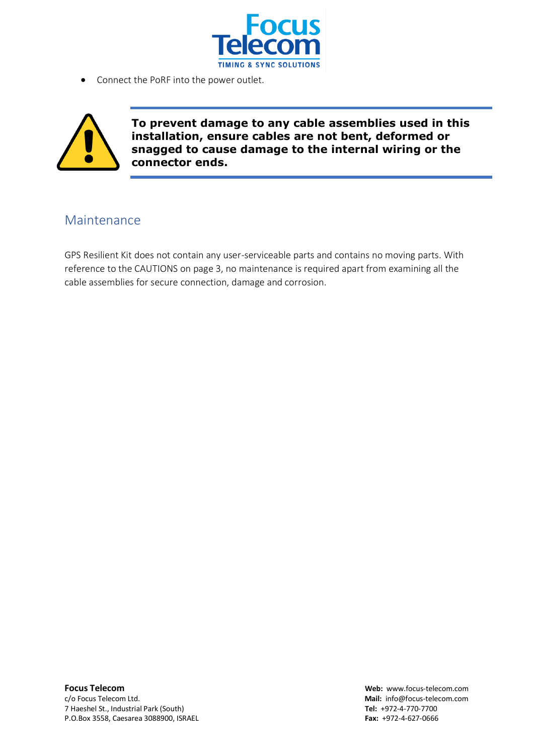- Connect the PoRF into the power outlet.

**To prevent damage to any cable assemblies used in this installation, ensure cables are not bent, deformed or snagged to cause damage to the internal wiring or the connector ends.**

## Maintenance

GPS Resilient Kit does not contain any user-serviceable parts and contains no moving parts. With reference to the CAUTIONS on page 3, no maintenance is required apart from examining all the cable assemblies for secure connection, damage and corrosion.